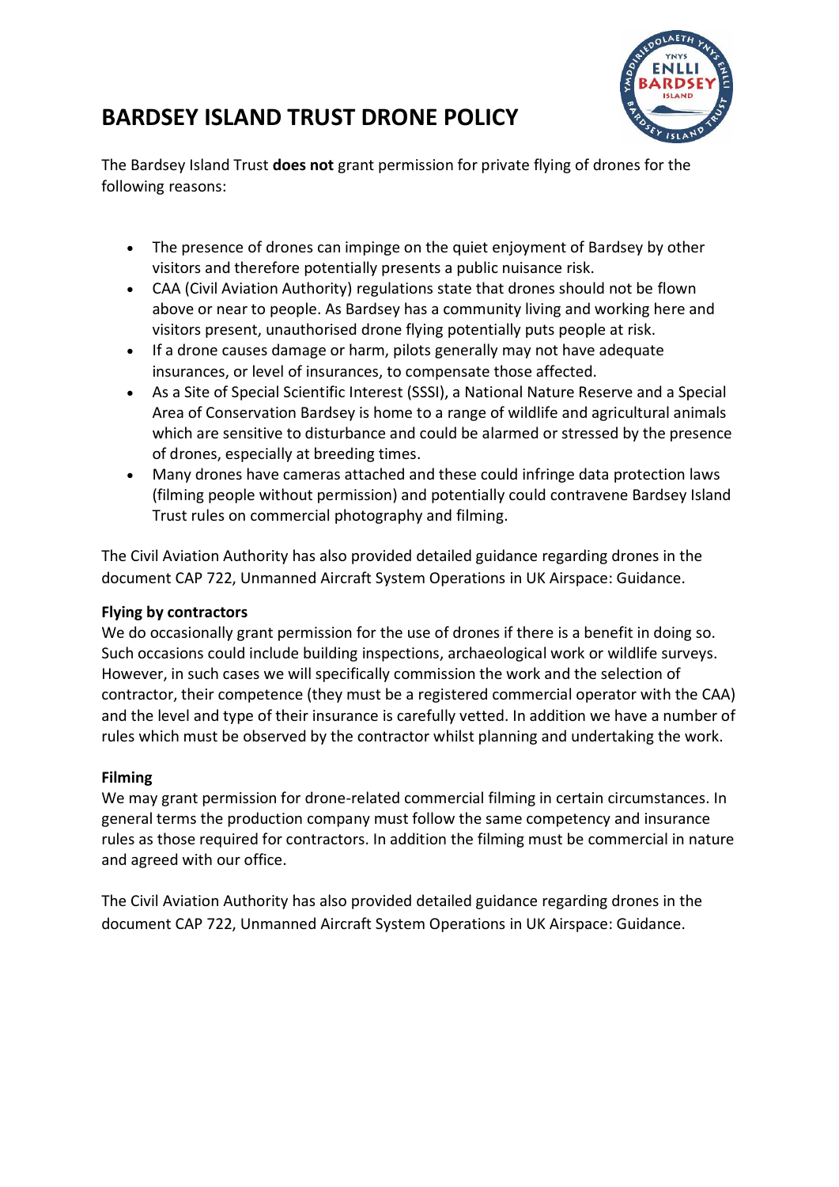# BARDSEY ISLAND TRUST DRONE POLICY

The Bardsey Island Trust **does not** grant permission for private flying of drones for the following reasons:

- The presence of drones can impinge on the quiet enjoyment of Bardsey by other visitors and therefore potentially presents a public nuisance risk.
- CAA (Civil Aviation Authority) regulations state that drones should not be flown above or near to people. As Bardsey has a community living and working here and visitors present, unauthorised drone flying potentially puts people at risk.
- If a drone causes damage or harm, pilots generally may not have adequate insurances, or level of insurances, to compensate those affected.
- As a Site of Special Scientific Interest (SSSI), a National Nature Reserve and a Special Area of Conservation Bardsey is home to a range of wildlife and agricultural animals which are sensitive to disturbance and could be alarmed or stressed by the presence of drones, especially at breeding times.
- Many drones have cameras attached and these could infringe data protection laws (filming people without permission) and potentially could contravene Bardsey Island Trust rules on commercial photography and filming.

The Civil Aviation Authority has also provided detailed guidance regarding drones in the document CAP 722, Unmanned Aircraft System Operations in UK Airspace: Guidance.

**Flying by contractors**

We do occasionally grant permission for the use of drones if there is a benefit in doing so. Such occasions could include building inspections, archaeological work or wildlife surveys. However, in such cases we will specifically commission the work and the selection of contractor, their competence (they must be a registered commercial operator with the CAA) and the level and type of their insurance is carefully vetted. In addition we have a number of rules which must be observed by the contractor whilst planning and undertaking the work.

**Filming**

We may grant permission for drone-related commercial filming in certain circumstances. In general terms the production company must follow the same competency and insurance rules as those required for contractors. In addition the filming must be commercial in nature and agreed with our office.

The Civil Aviation Authority has also provided detailed guidance regarding drones in the document CAP 722, Unmanned Aircraft System Operations in UK Airspace: Guidance.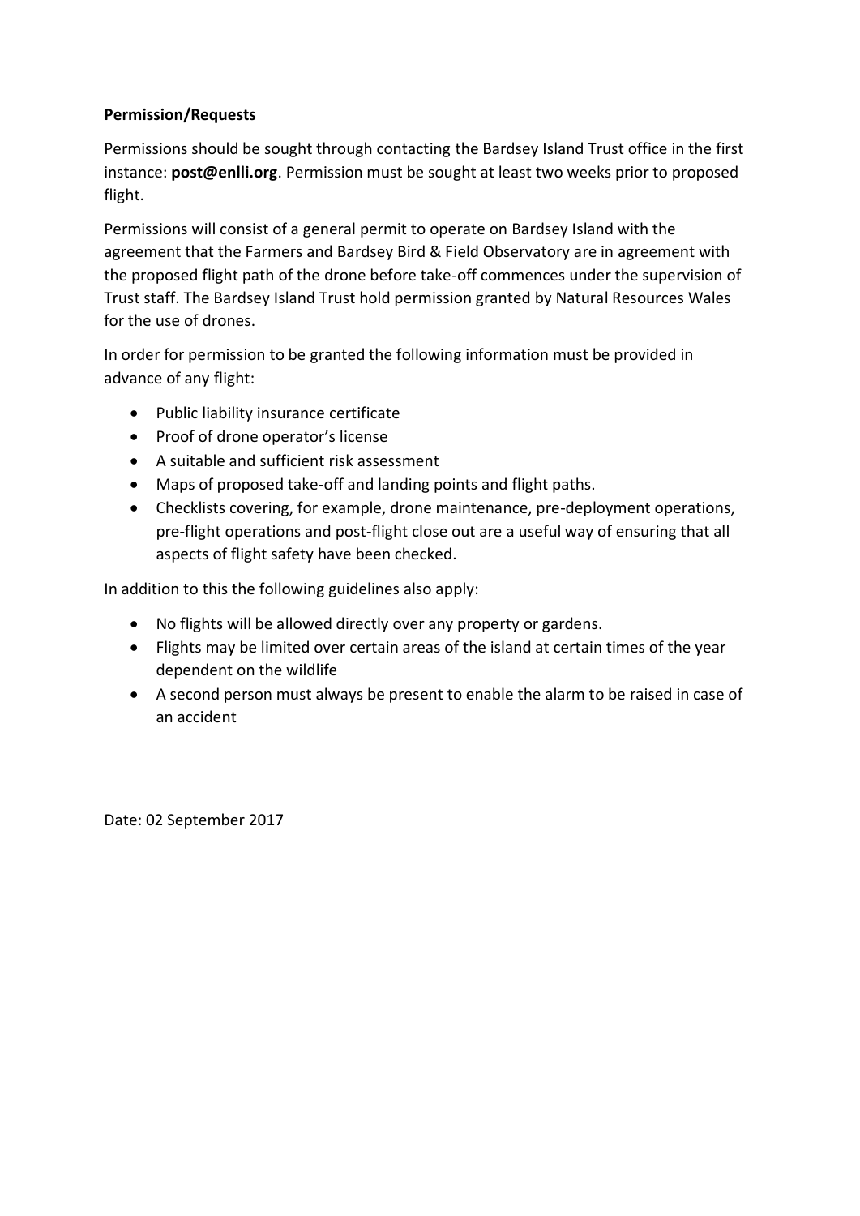**Permission/Requests**

Permissions should be sought through contacting the Bardsey Island Trust office in the first instance: **post@enlli.org**. Permission must be sought at least two weeks prior to proposed flight.

Permissions will consist of a general permit to operate on Bardsey Island with the agreement that the Farmers and Bardsey Bird & Field Observatory are in agreement with the proposed flight path of the drone before take-off commences under the supervision of Trust staff. The Bardsey Island Trust hold permission granted by Natural Resources Wales for the use of drones.

In order for permission to be granted the following information must be provided in advance of any flight:

- Public liability insurance certificate
- Proof of drone operator's license
- A suitable and sufficient risk assessment
- Maps of proposed take-off and landing points and flight paths.
- Checklists covering, for example, drone maintenance, pre-deployment operations, pre-flight operations and post-flight close out are a useful way of ensuring that all aspects of flight safety have been checked.

In addition to this the following guidelines also apply:

- No flights will be allowed directly over any property or gardens.
- Flights may be limited over certain areas of the island at certain times of the year dependent on the wildlife
- A second person must always be present to enable the alarm to be raised in case of an accident

Date: 02 September 2017